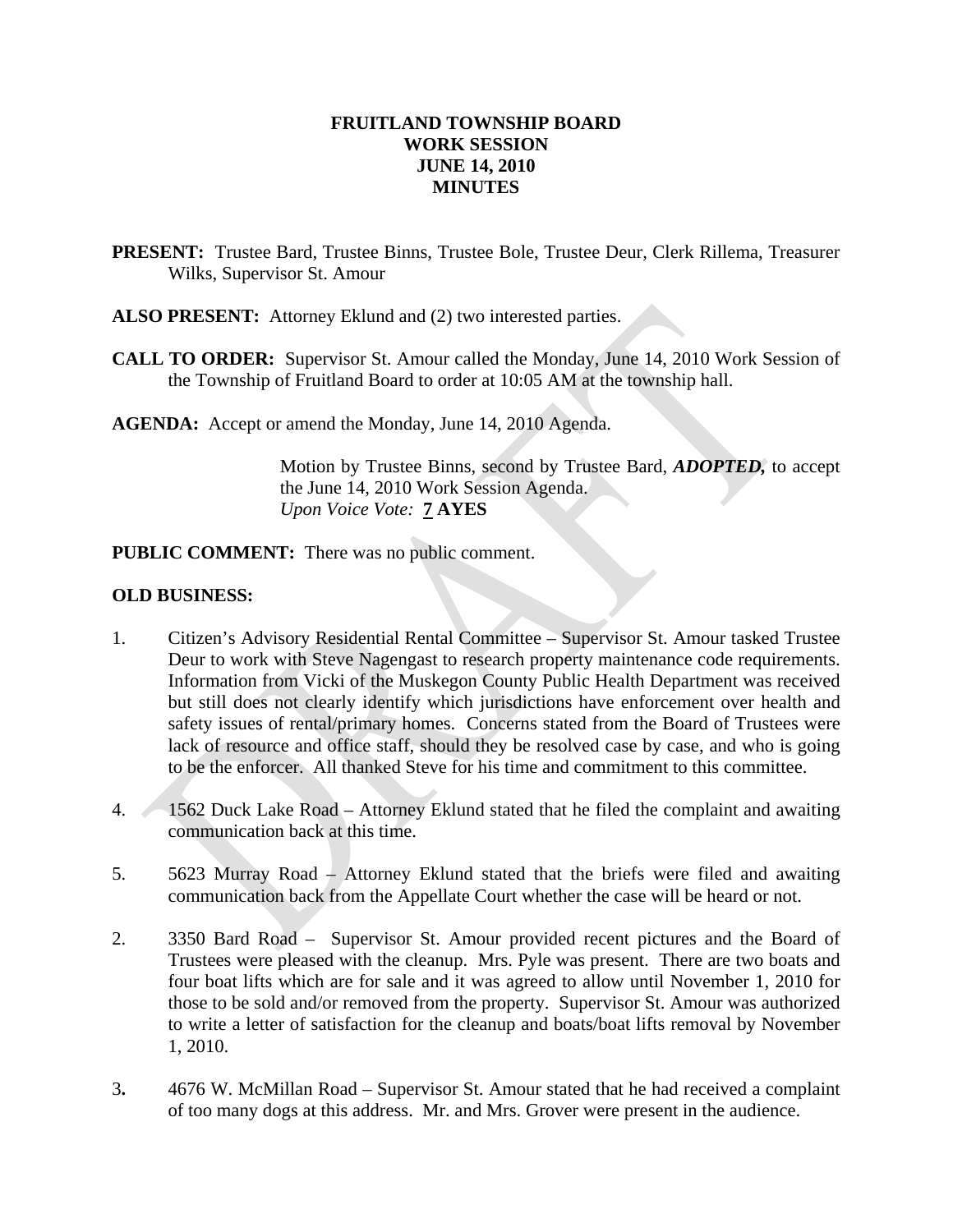# FRUITLAND TOWNSHIP BOARD
# WORK SESSION
# JUNE 14, 2010
# MINUTES

**PRESENT:** Trustee Bard, Trustee Binns, Trustee Bole, Trustee Deur, Clerk Rillema, Treasurer Wilks, Supervisor St. Amour

**ALSO PRESENT:** Attorney Eklund and (2) two interested parties.

**CALL TO ORDER:** Supervisor St. Amour called the Monday, June 14, 2010 Work Session of the Township of Fruitland Board to order at 10:05 AM at the township hall.

**AGENDA:** Accept or amend the Monday, June 14, 2010 Agenda.

> Motion by Trustee Binns, second by Trustee Bard, ***ADOPTED,*** to accept the June 14, 2010 Work Session Agenda.
> *Upon Voice Vote:* **7 AYES**

**PUBLIC COMMENT:** There was no public comment.

**OLD BUSINESS:**

1. Citizen's Advisory Residential Rental Committee – Supervisor St. Amour tasked Trustee Deur to work with Steve Nagengast to research property maintenance code requirements. Information from Vicki of the Muskegon County Public Health Department was received but still does not clearly identify which jurisdictions have enforcement over health and safety issues of rental/primary homes. Concerns stated from the Board of Trustees were lack of resource and office staff, should they be resolved case by case, and who is going to be the enforcer. All thanked Steve for his time and commitment to this committee.

4. 1562 Duck Lake Road – Attorney Eklund stated that he filed the complaint and awaiting communication back at this time.

5. 5623 Murray Road – Attorney Eklund stated that the briefs were filed and awaiting communication back from the Appellate Court whether the case will be heard or not.

2. 3350 Bard Road – Supervisor St. Amour provided recent pictures and the Board of Trustees were pleased with the cleanup. Mrs. Pyle was present. There are two boats and four boat lifts which are for sale and it was agreed to allow until November 1, 2010 for those to be sold and/or removed from the property. Supervisor St. Amour was authorized to write a letter of satisfaction for the cleanup and boats/boat lifts removal by November 1, 2010.

3. 4676 W. McMillan Road – Supervisor St. Amour stated that he had received a complaint of too many dogs at this address. Mr. and Mrs. Grover were present in the audience.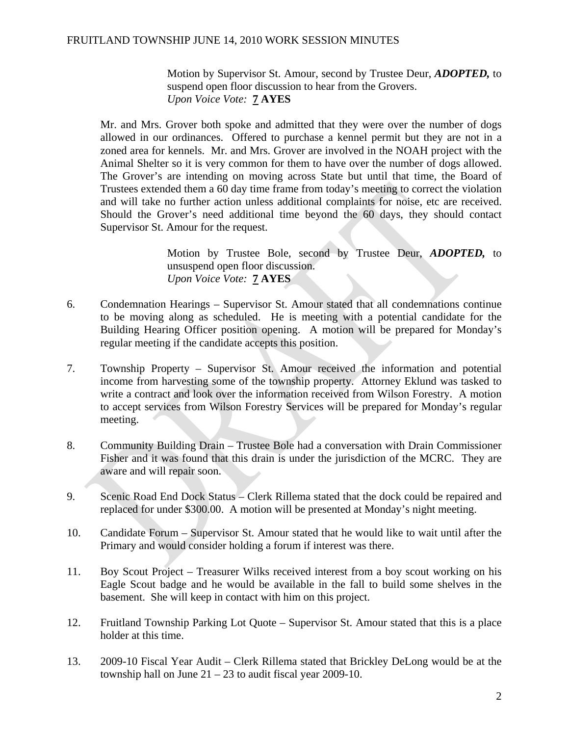Motion by Supervisor St. Amour, second by Trustee Deur, ***ADOPTED,*** to suspend open floor discussion to hear from the Grovers.
*Upon Voice Vote:* **7 AYES**

Mr. and Mrs. Grover both spoke and admitted that they were over the number of dogs allowed in our ordinances. Offered to purchase a kennel permit but they are not in a zoned area for kennels. Mr. and Mrs. Grover are involved in the NOAH project with the Animal Shelter so it is very common for them to have over the number of dogs allowed. The Grover's are intending on moving across State but until that time, the Board of Trustees extended them a 60 day time frame from today's meeting to correct the violation and will take no further action unless additional complaints for noise, etc are received. Should the Grover's need additional time beyond the 60 days, they should contact Supervisor St. Amour for the request.

Motion by Trustee Bole, second by Trustee Deur, ***ADOPTED,*** to unsuspend open floor discussion.
*Upon Voice Vote:* **7 AYES**

6. Condemnation Hearings – Supervisor St. Amour stated that all condemnations continue to be moving along as scheduled. He is meeting with a potential candidate for the Building Hearing Officer position opening. A motion will be prepared for Monday's regular meeting if the candidate accepts this position.

7. Township Property – Supervisor St. Amour received the information and potential income from harvesting some of the township property. Attorney Eklund was tasked to write a contract and look over the information received from Wilson Forestry. A motion to accept services from Wilson Forestry Services will be prepared for Monday's regular meeting.

8. Community Building Drain – Trustee Bole had a conversation with Drain Commissioner Fisher and it was found that this drain is under the jurisdiction of the MCRC. They are aware and will repair soon.

9. Scenic Road End Dock Status – Clerk Rillema stated that the dock could be repaired and replaced for under $300.00. A motion will be presented at Monday's night meeting.

10. Candidate Forum – Supervisor St. Amour stated that he would like to wait until after the Primary and would consider holding a forum if interest was there.

11. Boy Scout Project – Treasurer Wilks received interest from a boy scout working on his Eagle Scout badge and he would be available in the fall to build some shelves in the basement. She will keep in contact with him on this project.

12. Fruitland Township Parking Lot Quote – Supervisor St. Amour stated that this is a place holder at this time.

13. 2009-10 Fiscal Year Audit – Clerk Rillema stated that Brickley DeLong would be at the township hall on June 21 – 23 to audit fiscal year 2009-10.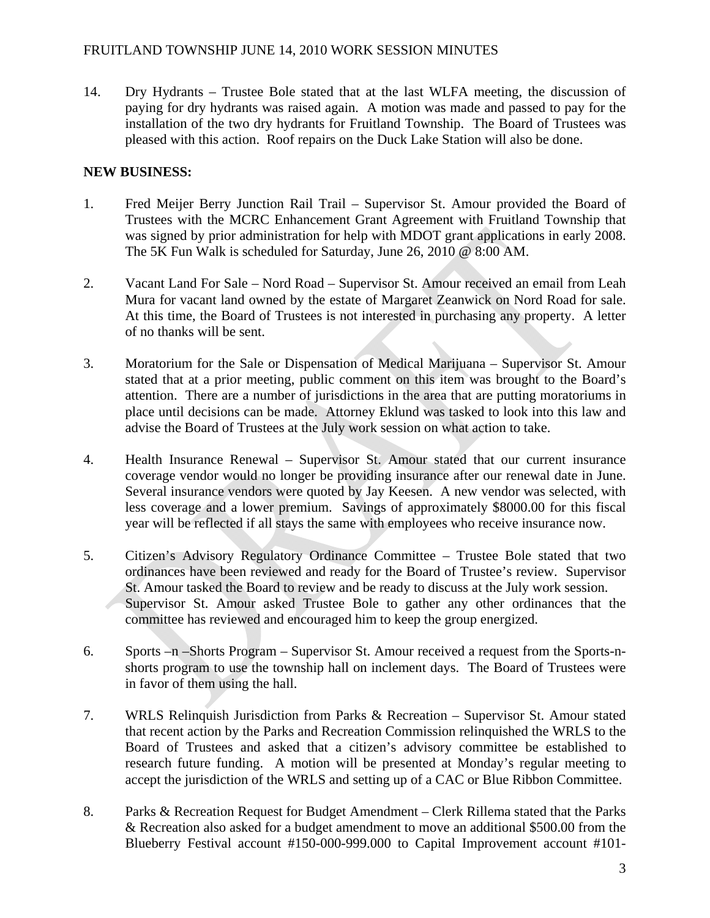14. Dry Hydrants – Trustee Bole stated that at the last WLFA meeting, the discussion of paying for dry hydrants was raised again. A motion was made and passed to pay for the installation of the two dry hydrants for Fruitland Township. The Board of Trustees was pleased with this action. Roof repairs on the Duck Lake Station will also be done.

**NEW BUSINESS:**

1. Fred Meijer Berry Junction Rail Trail – Supervisor St. Amour provided the Board of Trustees with the MCRC Enhancement Grant Agreement with Fruitland Township that was signed by prior administration for help with MDOT grant applications in early 2008. The 5K Fun Walk is scheduled for Saturday, June 26, 2010 @ 8:00 AM.

2. Vacant Land For Sale – Nord Road – Supervisor St. Amour received an email from Leah Mura for vacant land owned by the estate of Margaret Zeanwick on Nord Road for sale. At this time, the Board of Trustees is not interested in purchasing any property. A letter of no thanks will be sent.

3. Moratorium for the Sale or Dispensation of Medical Marijuana – Supervisor St. Amour stated that at a prior meeting, public comment on this item was brought to the Board's attention. There are a number of jurisdictions in the area that are putting moratoriums in place until decisions can be made. Attorney Eklund was tasked to look into this law and advise the Board of Trustees at the July work session on what action to take.

4. Health Insurance Renewal – Supervisor St. Amour stated that our current insurance coverage vendor would no longer be providing insurance after our renewal date in June. Several insurance vendors were quoted by Jay Keesen. A new vendor was selected, with less coverage and a lower premium. Savings of approximately $8000.00 for this fiscal year will be reflected if all stays the same with employees who receive insurance now.

5. Citizen's Advisory Regulatory Ordinance Committee – Trustee Bole stated that two ordinances have been reviewed and ready for the Board of Trustee's review. Supervisor St. Amour tasked the Board to review and be ready to discuss at the July work session. Supervisor St. Amour asked Trustee Bole to gather any other ordinances that the committee has reviewed and encouraged him to keep the group energized.

6. Sports –n –Shorts Program – Supervisor St. Amour received a request from the Sports-n-shorts program to use the township hall on inclement days. The Board of Trustees were in favor of them using the hall.

7. WRLS Relinquish Jurisdiction from Parks & Recreation – Supervisor St. Amour stated that recent action by the Parks and Recreation Commission relinquished the WRLS to the Board of Trustees and asked that a citizen's advisory committee be established to research future funding. A motion will be presented at Monday's regular meeting to accept the jurisdiction of the WRLS and setting up of a CAC or Blue Ribbon Committee.

8. Parks & Recreation Request for Budget Amendment – Clerk Rillema stated that the Parks & Recreation also asked for a budget amendment to move an additional $500.00 from the Blueberry Festival account #150-000-999.000 to Capital Improvement account #101-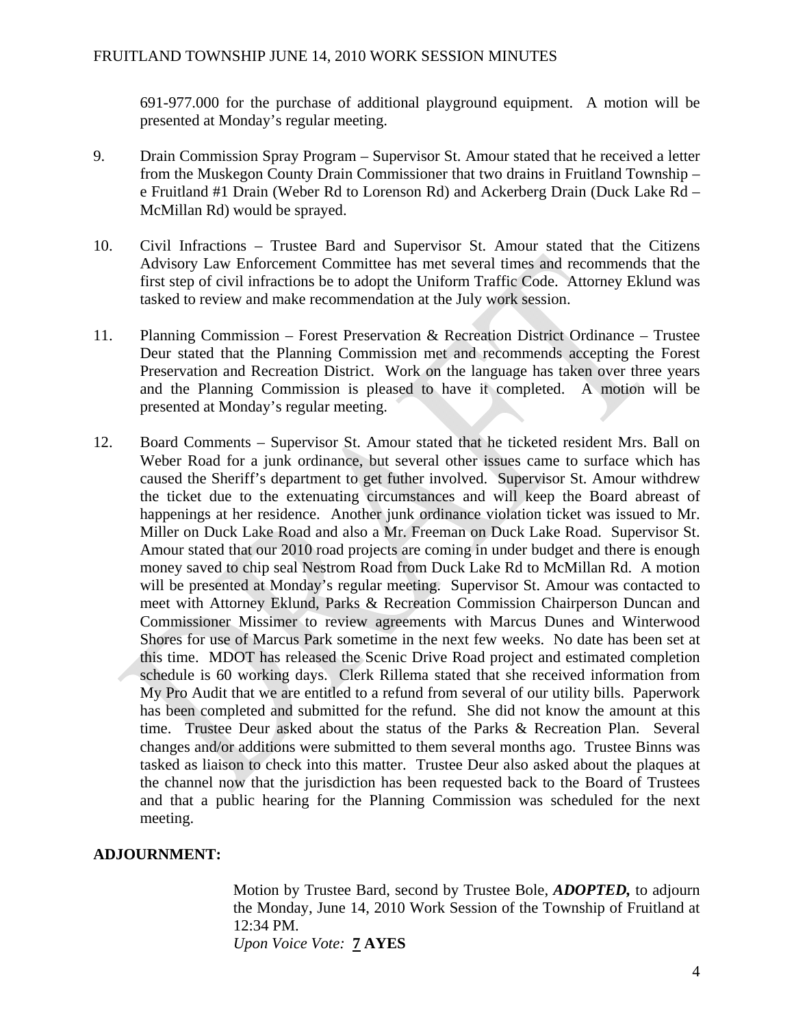691-977.000 for the purchase of additional playground equipment. A motion will be presented at Monday's regular meeting.

9. Drain Commission Spray Program – Supervisor St. Amour stated that he received a letter from the Muskegon County Drain Commissioner that two drains in Fruitland Township – e Fruitland #1 Drain (Weber Rd to Lorenson Rd) and Ackerberg Drain (Duck Lake Rd – McMillan Rd) would be sprayed.

10. Civil Infractions – Trustee Bard and Supervisor St. Amour stated that the Citizens Advisory Law Enforcement Committee has met several times and recommends that the first step of civil infractions be to adopt the Uniform Traffic Code. Attorney Eklund was tasked to review and make recommendation at the July work session.

11. Planning Commission – Forest Preservation & Recreation District Ordinance – Trustee Deur stated that the Planning Commission met and recommends accepting the Forest Preservation and Recreation District. Work on the language has taken over three years and the Planning Commission is pleased to have it completed. A motion will be presented at Monday's regular meeting.

12. Board Comments – Supervisor St. Amour stated that he ticketed resident Mrs. Ball on Weber Road for a junk ordinance, but several other issues came to surface which has caused the Sheriff's department to get futher involved. Supervisor St. Amour withdrew the ticket due to the extenuating circumstances and will keep the Board abreast of happenings at her residence. Another junk ordinance violation ticket was issued to Mr. Miller on Duck Lake Road and also a Mr. Freeman on Duck Lake Road. Supervisor St. Amour stated that our 2010 road projects are coming in under budget and there is enough money saved to chip seal Nestrom Road from Duck Lake Rd to McMillan Rd. A motion will be presented at Monday's regular meeting. Supervisor St. Amour was contacted to meet with Attorney Eklund, Parks & Recreation Commission Chairperson Duncan and Commissioner Missimer to review agreements with Marcus Dunes and Winterwood Shores for use of Marcus Park sometime in the next few weeks. No date has been set at this time. MDOT has released the Scenic Drive Road project and estimated completion schedule is 60 working days. Clerk Rillema stated that she received information from My Pro Audit that we are entitled to a refund from several of our utility bills. Paperwork has been completed and submitted for the refund. She did not know the amount at this time. Trustee Deur asked about the status of the Parks & Recreation Plan. Several changes and/or additions were submitted to them several months ago. Trustee Binns was tasked as liaison to check into this matter. Trustee Deur also asked about the plaques at the channel now that the jurisdiction has been requested back to the Board of Trustees and that a public hearing for the Planning Commission was scheduled for the next meeting.

**ADJOURNMENT:**

Motion by Trustee Bard, second by Trustee Bole, ***ADOPTED,*** to adjourn the Monday, June 14, 2010 Work Session of the Township of Fruitland at 12:34 PM.
*Upon Voice Vote:* **7 AYES**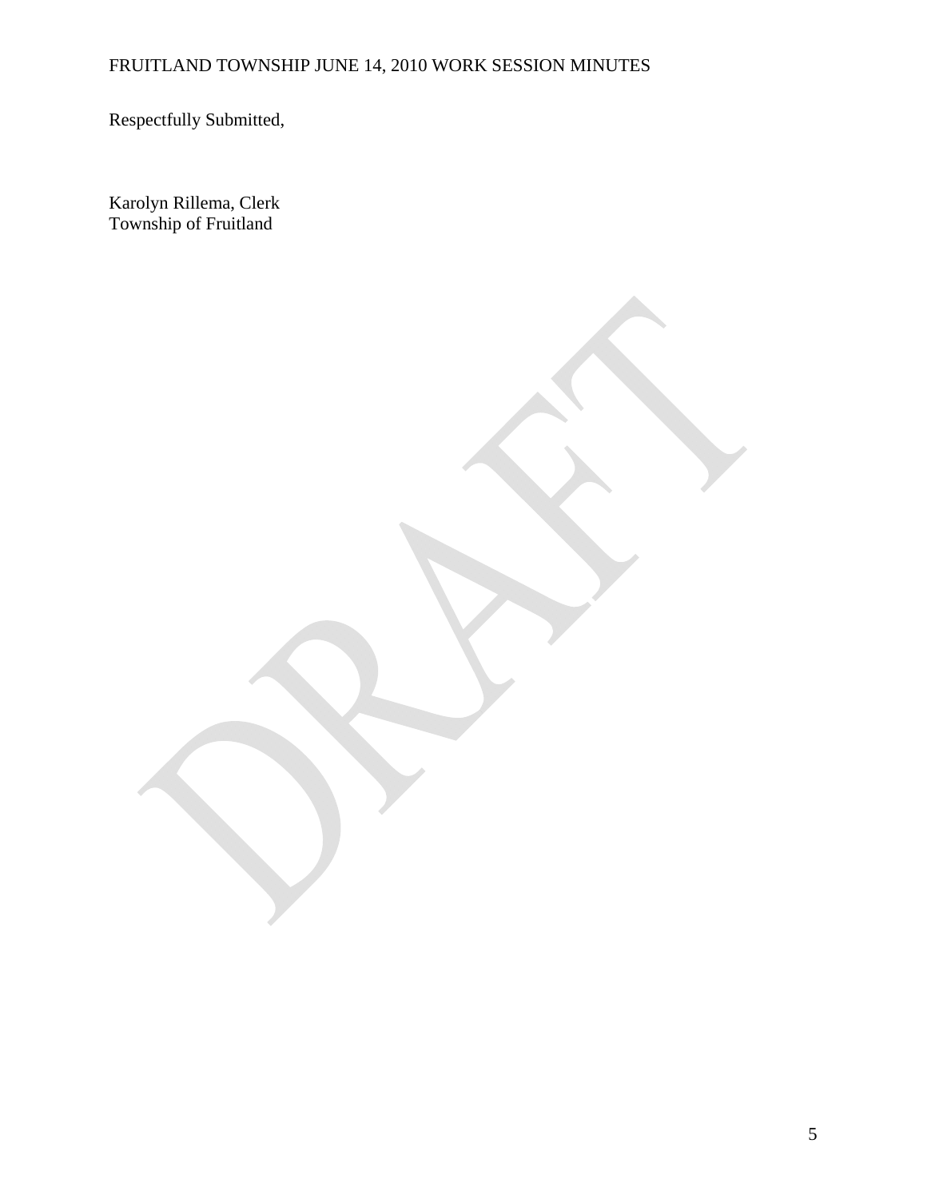Respectfully Submitted,

Karolyn Rillema, Clerk
Township of Fruitland